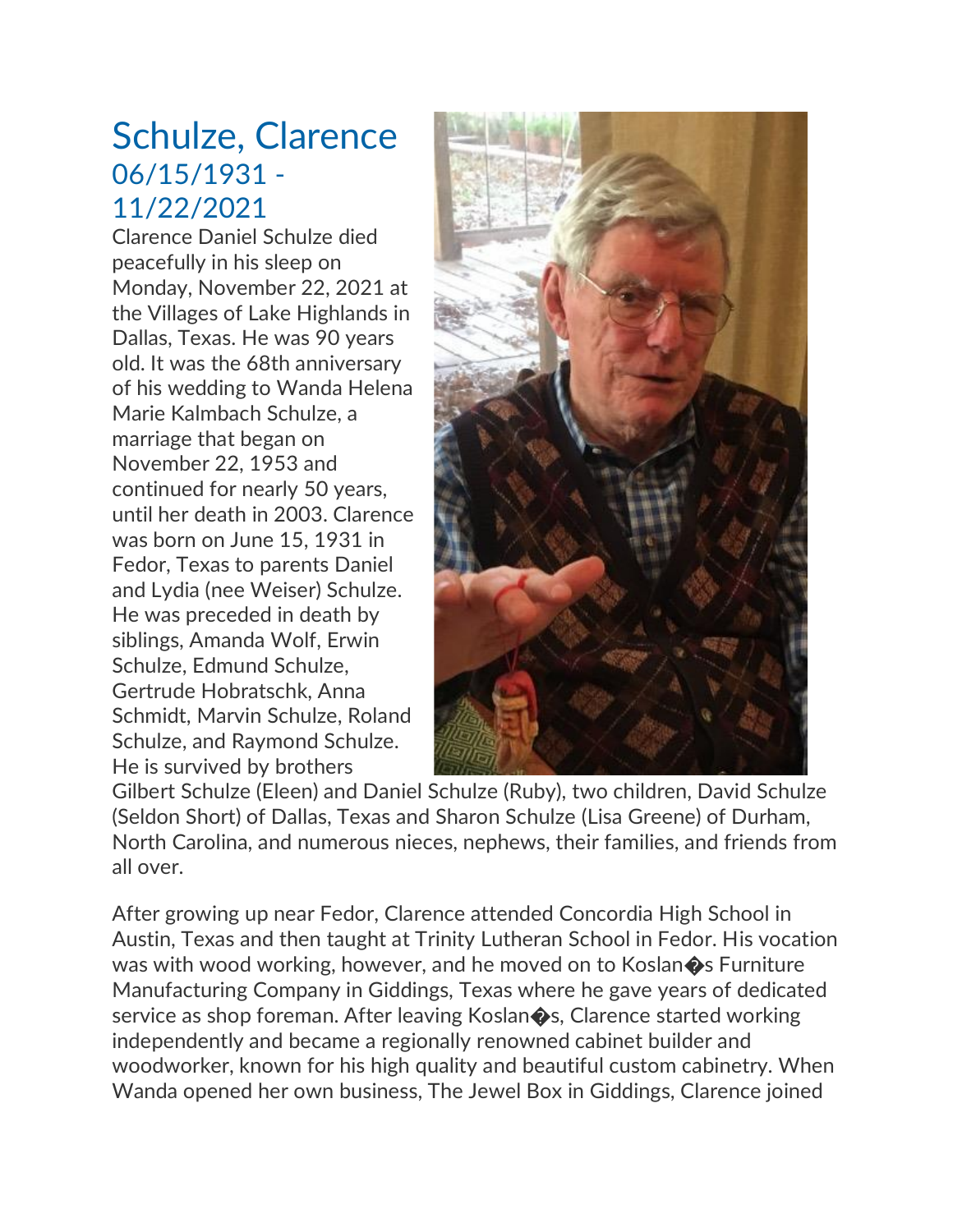# Schulze, Clarence

## 06/15/1931 - 11/22/2021

Clarence Daniel Schulze died peacefully in his sleep on Monday, November 22, 2021 at the Villages of Lake Highlands in Dallas, Texas. He was 90 years old. It was the 68th anniversary of his wedding to Wanda Helena Marie Kalmbach Schulze, a marriage that began on November 22, 1953 and continued for nearly 50 years, until her death in 2003. Clarence was born on June 15, 1931 in Fedor, Texas to parents Daniel and Lydia (nee Weiser) Schulze. He was preceded in death by siblings, Amanda Wolf, Erwin Schulze, Edmund Schulze, Gertrude Hobratschk, Anna Schmidt, Marvin Schulze, Roland Schulze, and Raymond Schulze. He is survived by brothers Gilbert Schulze (Eleen) and Daniel Schulze (Ruby), two children, David Schulze (Seldon Short) of Dallas, Texas and Sharon Schulze (Lisa Greene) of Durham, North Carolina, and numerous nieces, nephews, their families, and friends from all over.

After growing up near Fedor, Clarence attended Concordia High School in Austin, Texas and then taught at Trinity Lutheran School in Fedor. His vocation was with wood working, however, and he moved on to Koslan�s Furniture Manufacturing Company in Giddings, Texas where he gave years of dedicated service as shop foreman. After leaving Koslan�s, Clarence started working independently and became a regionally renowned cabinet builder and woodworker, known for his high quality and beautiful custom cabinetry. When Wanda opened her own business, The Jewel Box in Giddings, Clarence joined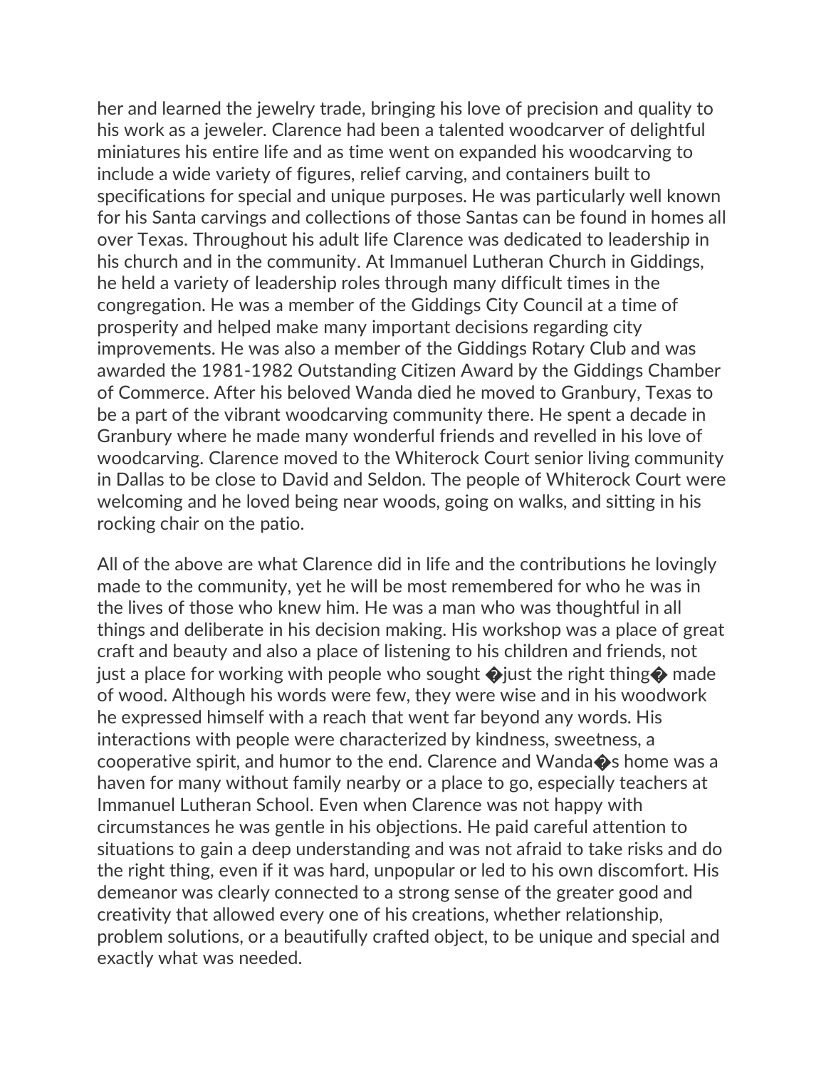her and learned the jewelry trade, bringing his love of precision and quality to his work as a jeweler. Clarence had been a talented woodcarver of delightful miniatures his entire life and as time went on expanded his woodcarving to include a wide variety of figures, relief carving, and containers built to specifications for special and unique purposes. He was particularly well known for his Santa carvings and collections of those Santas can be found in homes all over Texas. Throughout his adult life Clarence was dedicated to leadership in his church and in the community. At Immanuel Lutheran Church in Giddings, he held a variety of leadership roles through many difficult times in the congregation. He was a member of the Giddings City Council at a time of prosperity and helped make many important decisions regarding city improvements. He was also a member of the Giddings Rotary Club and was awarded the 1981-1982 Outstanding Citizen Award by the Giddings Chamber of Commerce. After his beloved Wanda died he moved to Granbury, Texas to be a part of the vibrant woodcarving community there. He spent a decade in Granbury where he made many wonderful friends and revelled in his love of woodcarving. Clarence moved to the Whiterock Court senior living community in Dallas to be close to David and Seldon. The people of Whiterock Court were welcoming and he loved being near woods, going on walks, and sitting in his rocking chair on the patio.

All of the above are what Clarence did in life and the contributions he lovingly made to the community, yet he will be most remembered for who he was in the lives of those who knew him. He was a man who was thoughtful in all things and deliberate in his decision making. His workshop was a place of great craft and beauty and also a place of listening to his children and friends, not just a place for working with people who sought �just the right thing� made of wood. Although his words were few, they were wise and in his woodwork he expressed himself with a reach that went far beyond any words. His interactions with people were characterized by kindness, sweetness, a cooperative spirit, and humor to the end. Clarence and Wanda�s home was a haven for many without family nearby or a place to go, especially teachers at Immanuel Lutheran School. Even when Clarence was not happy with circumstances he was gentle in his objections. He paid careful attention to situations to gain a deep understanding and was not afraid to take risks and do the right thing, even if it was hard, unpopular or led to his own discomfort. His demeanor was clearly connected to a strong sense of the greater good and creativity that allowed every one of his creations, whether relationship, problem solutions, or a beautifully crafted object, to be unique and special and exactly what was needed.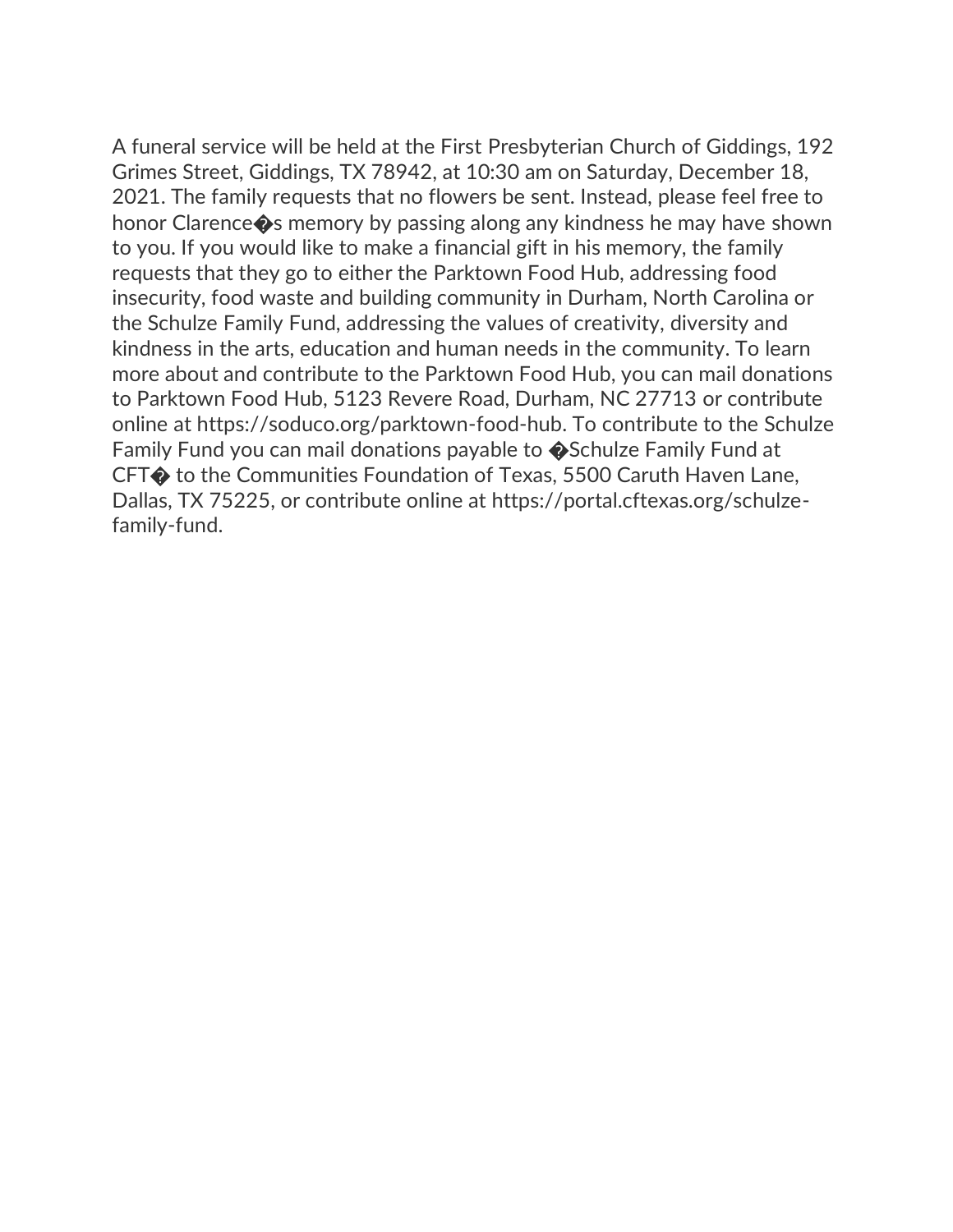A funeral service will be held at the First Presbyterian Church of Giddings, 192 Grimes Street, Giddings, TX 78942, at 10:30 am on Saturday, December 18, 2021. The family requests that no flowers be sent. Instead, please feel free to honor Clarence�s memory by passing along any kindness he may have shown to you. If you would like to make a financial gift in his memory, the family requests that they go to either the Parktown Food Hub, addressing food insecurity, food waste and building community in Durham, North Carolina or the Schulze Family Fund, addressing the values of creativity, diversity and kindness in the arts, education and human needs in the community. To learn more about and contribute to the Parktown Food Hub, you can mail donations to Parktown Food Hub, 5123 Revere Road, Durham, NC 27713 or contribute online at https://soduco.org/parktown-food-hub. To contribute to the Schulze Family Fund you can mail donations payable to �Schulze Family Fund at CFT� to the Communities Foundation of Texas, 5500 Caruth Haven Lane, Dallas, TX 75225, or contribute online at https://portal.cftexas.org/schulze-family-fund.